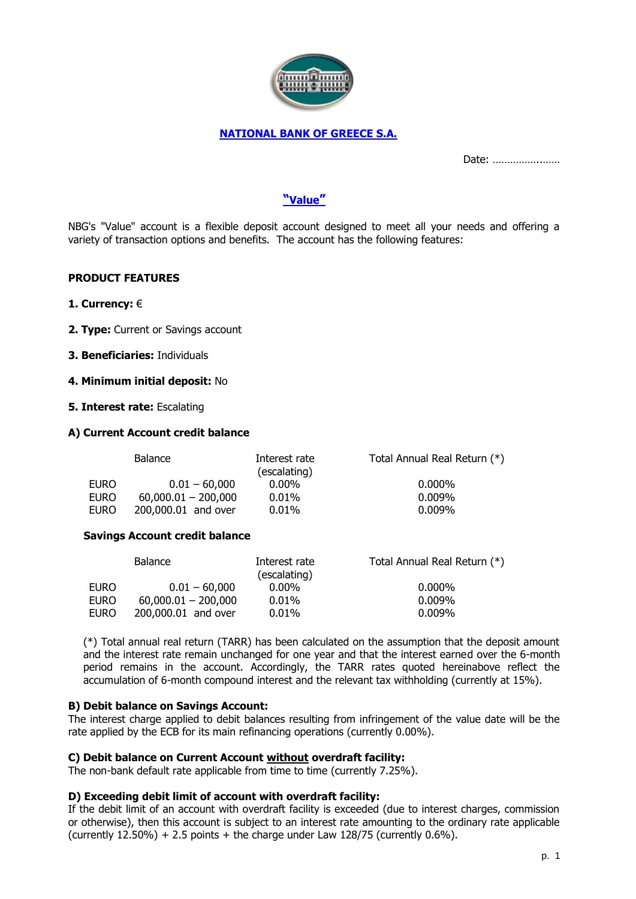## NATIONAL BANK OF GREECE S.A.

Date: ……………..……

## "Value"

NBG's "Value" account is a flexible deposit account designed to meet all your needs and offering a variety of transaction options and benefits. The account has the following features:

**PRODUCT FEATURES**

**1. Currency:** €

**2. Type:** Current or Savings account

**3. Beneficiaries:** Individuals

**4. Minimum initial deposit:** No

**5. Interest rate:** Escalating

**A) Current Account credit balance**

| | Balance | Interest rate (escalating) | Total Annual Real Return (*) |
|---|---|---|---|
| EURO | 0.01 – 60,000 | 0.00% | 0.000% |
| EURO | 60,000.01 – 200,000 | 0.01% | 0.009% |
| EURO | 200,000.01 and over | 0.01% | 0.009% |

**Savings Account credit balance**

| | Balance | Interest rate (escalating) | Total Annual Real Return (*) |
|---|---|---|---|
| EURO | 0.01 – 60,000 | 0.00% | 0.000% |
| EURO | 60,000.01 – 200,000 | 0.01% | 0.009% |
| EURO | 200,000.01 and over | 0.01% | 0.009% |

(*) Total annual real return (TARR) has been calculated on the assumption that the deposit amount and the interest rate remain unchanged for one year and that the interest earned over the 6-month period remains in the account. Accordingly, the TARR rates quoted hereinabove reflect the accumulation of 6-month compound interest and the relevant tax withholding (currently at 15%).

**B) Debit balance on Savings Account:**
The interest charge applied to debit balances resulting from infringement of the value date will be the rate applied by the ECB for its main refinancing operations (currently 0.00%).

**C) Debit balance on Current Account <u>without</u> overdraft facility:**
The non-bank default rate applicable from time to time (currently 7.25%).

**D) Exceeding debit limit of account with overdraft facility:**
If the debit limit of an account with overdraft facility is exceeded (due to interest charges, commission or otherwise), then this account is subject to an interest rate amounting to the ordinary rate applicable (currently 12.50%) + 2.5 points + the charge under Law 128/75 (currently 0.6%).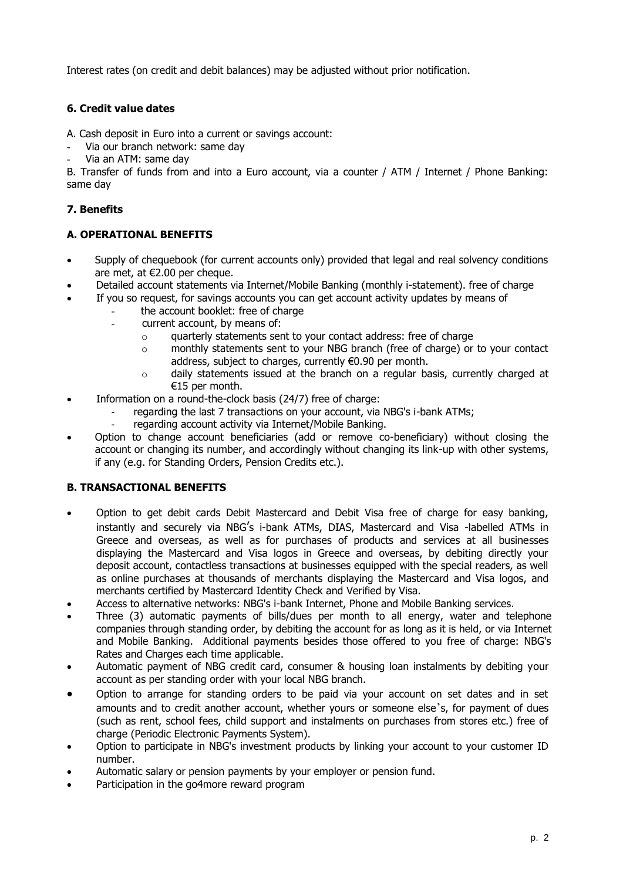Interest rates (on credit and debit balances) may be adjusted without prior notification.

### 6. Credit value dates

A. Cash deposit in Euro into a current or savings account:

- Via our branch network: same day
- Via an ATM: same day

B. Transfer of funds from and into a Euro account, via a counter / ATM / Internet / Phone Banking: same day

### 7. Benefits

### A. OPERATIONAL BENEFITS

- Supply of chequebook (for current accounts only) provided that legal and real solvency conditions are met, at €2.00 per cheque.
- Detailed account statements via Internet/Mobile Banking (monthly i-statement). free of charge
- If you so request, for savings accounts you can get account activity updates by means of
  - the account booklet: free of charge
  - current account, by means of:
    - quarterly statements sent to your contact address: free of charge
    - monthly statements sent to your NBG branch (free of charge) or to your contact address, subject to charges, currently €0.90 per month.
    - daily statements issued at the branch on a regular basis, currently charged at €15 per month.
- Information on a round-the-clock basis (24/7) free of charge:
  - regarding the last 7 transactions on your account, via NBG's i-bank ATMs;
  - regarding account activity via Internet/Mobile Banking.
- Option to change account beneficiaries (add or remove co-beneficiary) without closing the account or changing its number, and accordingly without changing its link-up with other systems, if any (e.g. for Standing Orders, Pension Credits etc.).

### B. TRANSACTIONAL BENEFITS

- Option to get debit cards Debit Mastercard and Debit Visa free of charge for easy banking, instantly and securely via NBG's i-bank ATMs, DIAS, Mastercard and Visa -labelled ATMs in Greece and overseas, as well as for purchases of products and services at all businesses displaying the Mastercard and Visa logos in Greece and overseas, by debiting directly your deposit account, contactless transactions at businesses equipped with the special readers, as well as online purchases at thousands of merchants displaying the Mastercard and Visa logos, and merchants certified by Mastercard Identity Check and Verified by Visa.
- Access to alternative networks: NBG's i-bank Internet, Phone and Mobile Banking services.
- Three (3) automatic payments of bills/dues per month to all energy, water and telephone companies through standing order, by debiting the account for as long as it is held, or via Internet and Mobile Banking. Additional payments besides those offered to you free of charge: NBG's Rates and Charges each time applicable.
- Automatic payment of NBG credit card, consumer & housing loan instalments by debiting your account as per standing order with your local NBG branch.
- Option to arrange for standing orders to be paid via your account on set dates and in set amounts and to credit another account, whether yours or someone else's, for payment of dues (such as rent, school fees, child support and instalments on purchases from stores etc.) free of charge (Periodic Electronic Payments System).
- Option to participate in NBG's investment products by linking your account to your customer ID number.
- Automatic salary or pension payments by your employer or pension fund.
- Participation in the go4more reward program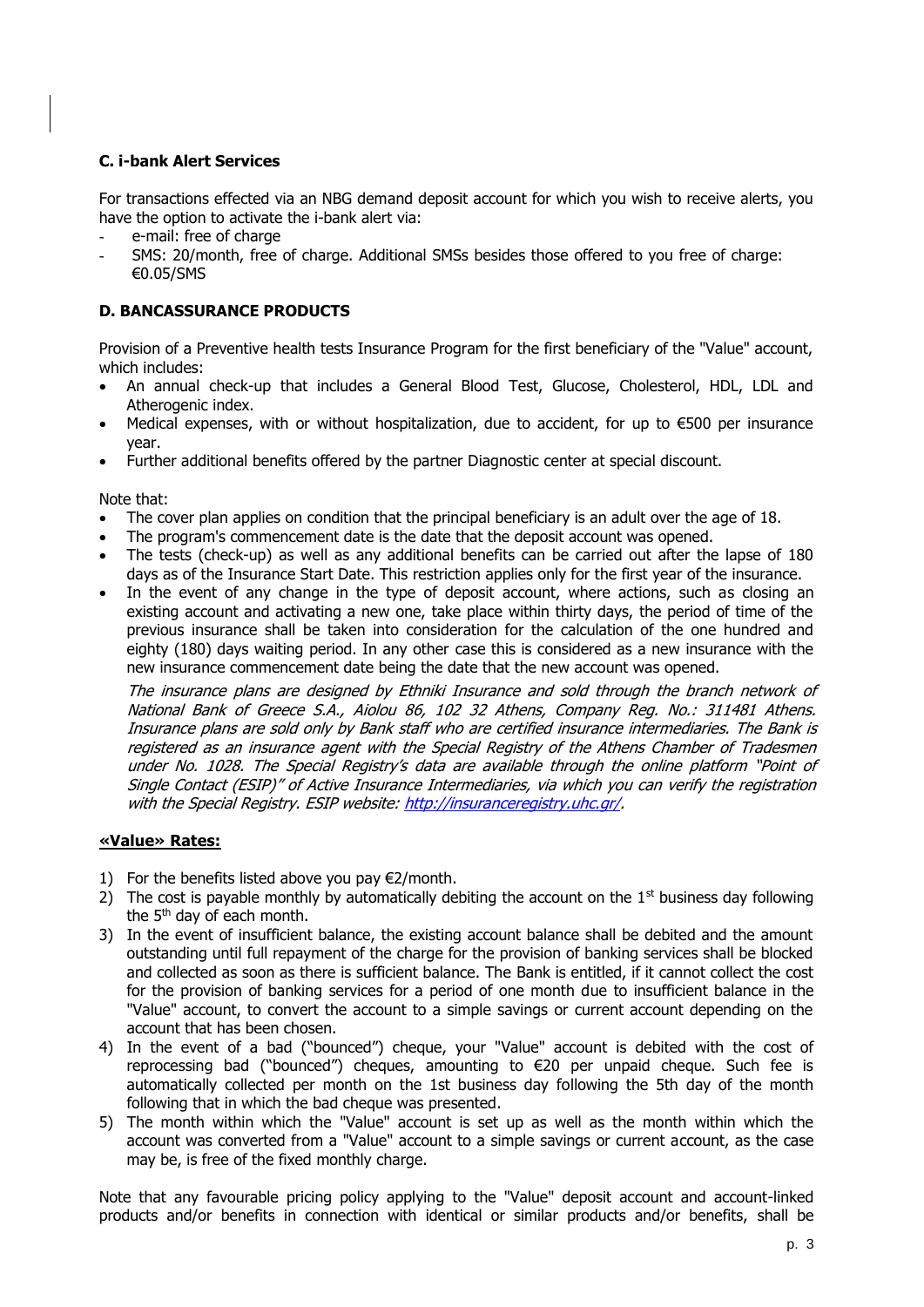### C. i-bank Alert Services

For transactions effected via an NBG demand deposit account for which you wish to receive alerts, you have the option to activate the i-bank alert via:

- e-mail: free of charge
- SMS: 20/month, free of charge. Additional SMSs besides those offered to you free of charge: €0.05/SMS

### D. BANCASSURANCE PRODUCTS

Provision of a Preventive health tests Insurance Program for the first beneficiary of the "Value" account, which includes:

- An annual check-up that includes a General Blood Test, Glucose, Cholesterol, HDL, LDL and Atherogenic index.
- Medical expenses, with or without hospitalization, due to accident, for up to €500 per insurance year.
- Further additional benefits offered by the partner Diagnostic center at special discount.

Note that:

- The cover plan applies on condition that the principal beneficiary is an adult over the age of 18.
- The program's commencement date is the date that the deposit account was opened.
- The tests (check-up) as well as any additional benefits can be carried out after the lapse of 180 days as of the Insurance Start Date. This restriction applies only for the first year of the insurance.
- In the event of any change in the type of deposit account, where actions, such as closing an existing account and activating a new one, take place within thirty days, the period of time of the previous insurance shall be taken into consideration for the calculation of the one hundred and eighty (180) days waiting period. In any other case this is considered as a new insurance with the new insurance commencement date being the date that the new account was opened.

*The insurance plans are designed by Ethniki Insurance and sold through the branch network of National Bank of Greece S.A., Aiolou 86, 102 32 Athens, Company Reg. No.: 311481 Athens. Insurance plans are sold only by Bank staff who are certified insurance intermediaries. The Bank is registered as an insurance agent with the Special Registry of the Athens Chamber of Tradesmen under No. 1028. The Special Registry's data are available through the online platform "Point of Single Contact (ESIP)" of Active Insurance Intermediaries, via which you can verify the registration with the Special Registry. ESIP website: http://insuranceregistry.uhc.gr/.*

**«Value» Rates:**

1) For the benefits listed above you pay €2/month.
2) The cost is payable monthly by automatically debiting the account on the 1st business day following the 5th day of each month.
3) In the event of insufficient balance, the existing account balance shall be debited and the amount outstanding until full repayment of the charge for the provision of banking services shall be blocked and collected as soon as there is sufficient balance. The Bank is entitled, if it cannot collect the cost for the provision of banking services for a period of one month due to insufficient balance in the "Value" account, to convert the account to a simple savings or current account depending on the account that has been chosen.
4) In the event of a bad ("bounced") cheque, your "Value" account is debited with the cost of reprocessing bad ("bounced") cheques, amounting to €20 per unpaid cheque. Such fee is automatically collected per month on the 1st business day following the 5th day of the month following that in which the bad cheque was presented.
5) The month within which the "Value" account is set up as well as the month within which the account was converted from a "Value" account to a simple savings or current account, as the case may be, is free of the fixed monthly charge.

Note that any favourable pricing policy applying to the "Value" deposit account and account-linked products and/or benefits in connection with identical or similar products and/or benefits, shall be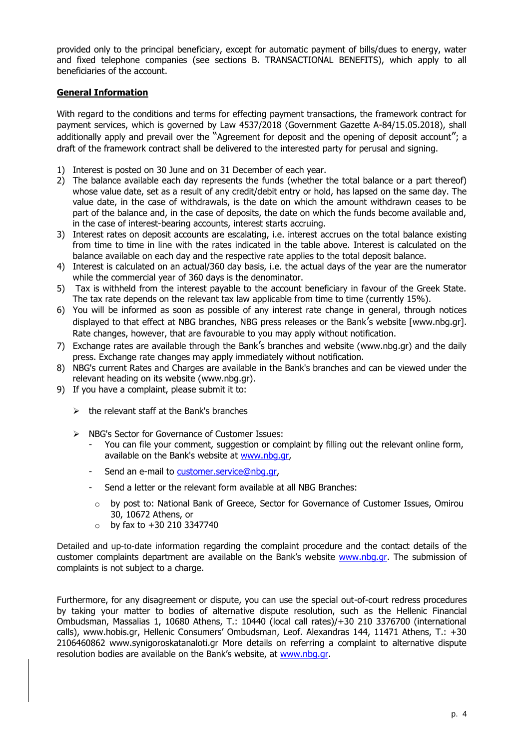provided only to the principal beneficiary, except for automatic payment of bills/dues to energy, water and fixed telephone companies (see sections B. TRANSACTIONAL BENEFITS), which apply to all beneficiaries of the account.

**General Information**

With regard to the conditions and terms for effecting payment transactions, the framework contract for payment services, which is governed by Law 4537/2018 (Government Gazette A-84/15.05.2018), shall additionally apply and prevail over the "Agreement for deposit and the opening of deposit account"; a draft of the framework contract shall be delivered to the interested party for perusal and signing.

1) Interest is posted on 30 June and on 31 December of each year.
2) The balance available each day represents the funds (whether the total balance or a part thereof) whose value date, set as a result of any credit/debit entry or hold, has lapsed on the same day. The value date, in the case of withdrawals, is the date on which the amount withdrawn ceases to be part of the balance and, in the case of deposits, the date on which the funds become available and, in the case of interest-bearing accounts, interest starts accruing.
3) Interest rates on deposit accounts are escalating, i.e. interest accrues on the total balance existing from time to time in line with the rates indicated in the table above. Interest is calculated on the balance available on each day and the respective rate applies to the total deposit balance.
4) Interest is calculated on an actual/360 day basis, i.e. the actual days of the year are the numerator while the commercial year of 360 days is the denominator.
5) Tax is withheld from the interest payable to the account beneficiary in favour of the Greek State. The tax rate depends on the relevant tax law applicable from time to time (currently 15%).
6) You will be informed as soon as possible of any interest rate change in general, through notices displayed to that effect at NBG branches, NBG press releases or the Bank's website [www.nbg.gr]. Rate changes, however, that are favourable to you may apply without notification.
7) Exchange rates are available through the Bank's branches and website (www.nbg.gr) and the daily press. Exchange rate changes may apply immediately without notification.
8) NBG's current Rates and Charges are available in the Bank's branches and can be viewed under the relevant heading on its website (www.nbg.gr).
9) If you have a complaint, please submit it to:

   - the relevant staff at the Bank's branches
   - NBG's Sector for Governance of Customer Issues:
     - You can file your comment, suggestion or complaint by filling out the relevant online form, available on the Bank's website at www.nbg.gr,
     - Send an e-mail to customer.service@nbg.gr,
     - Send a letter or the relevant form available at all NBG Branches:
       - by post to: National Bank of Greece, Sector for Governance of Customer Issues, Omirou 30, 10672 Athens, or
       - by fax to +30 210 3347740

Detailed and up-to-date information regarding the complaint procedure and the contact details of the customer complaints department are available on the Bank's website www.nbg.gr. The submission of complaints is not subject to a charge.

Furthermore, for any disagreement or dispute, you can use the special out-of-court redress procedures by taking your matter to bodies of alternative dispute resolution, such as the Hellenic Financial Ombudsman, Massalias 1, 10680 Athens, T.: 10440 (local call rates)/+30 210 3376700 (international calls), www.hobis.gr, Hellenic Consumers' Ombudsman, Leof. Alexandras 144, 11471 Athens, T.: +30 2106460862 www.synigoroskatanaloti.gr More details on referring a complaint to alternative dispute resolution bodies are available on the Bank's website, at www.nbg.gr.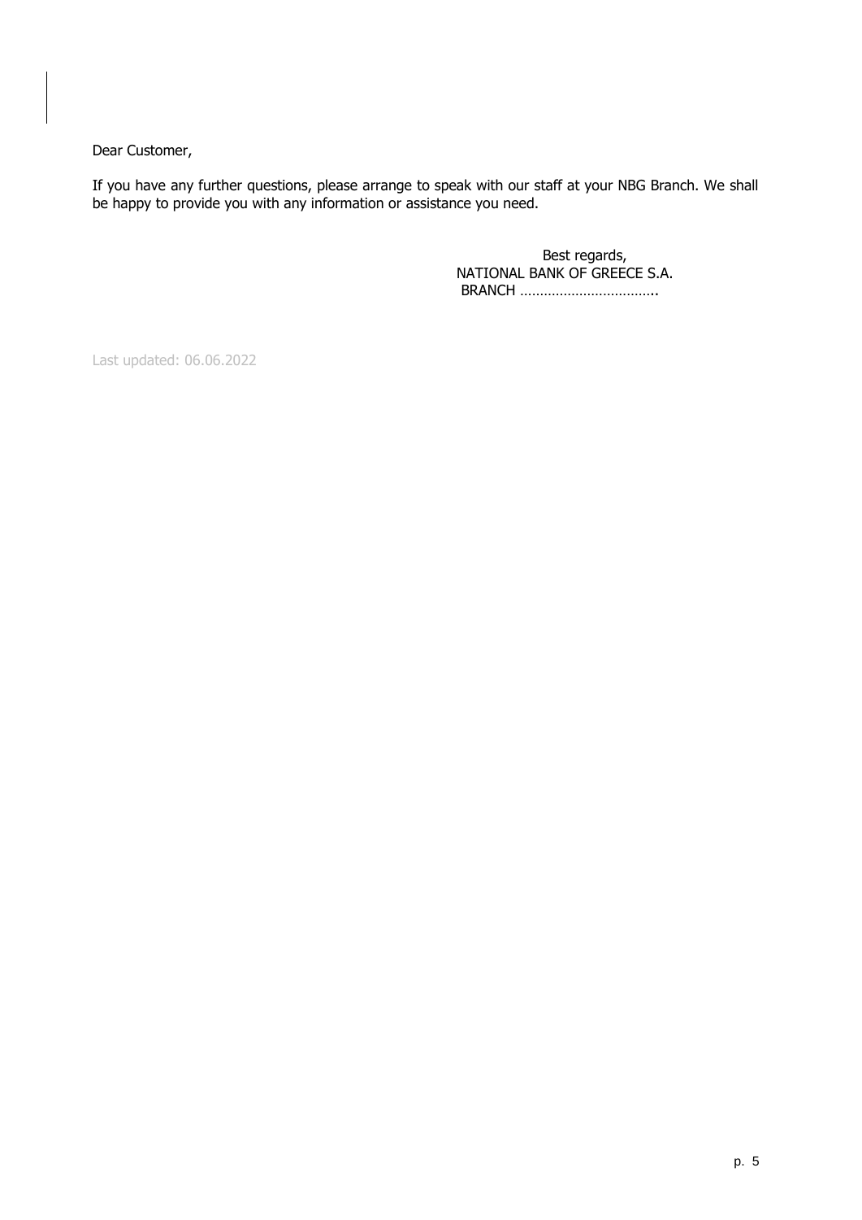Dear Customer,

If you have any further questions, please arrange to speak with our staff at your NBG Branch. We shall be happy to provide you with any information or assistance you need.

Best regards,
NATIONAL BANK OF GREECE S.A.
BRANCH ……………………………..

Last updated: 06.06.2022